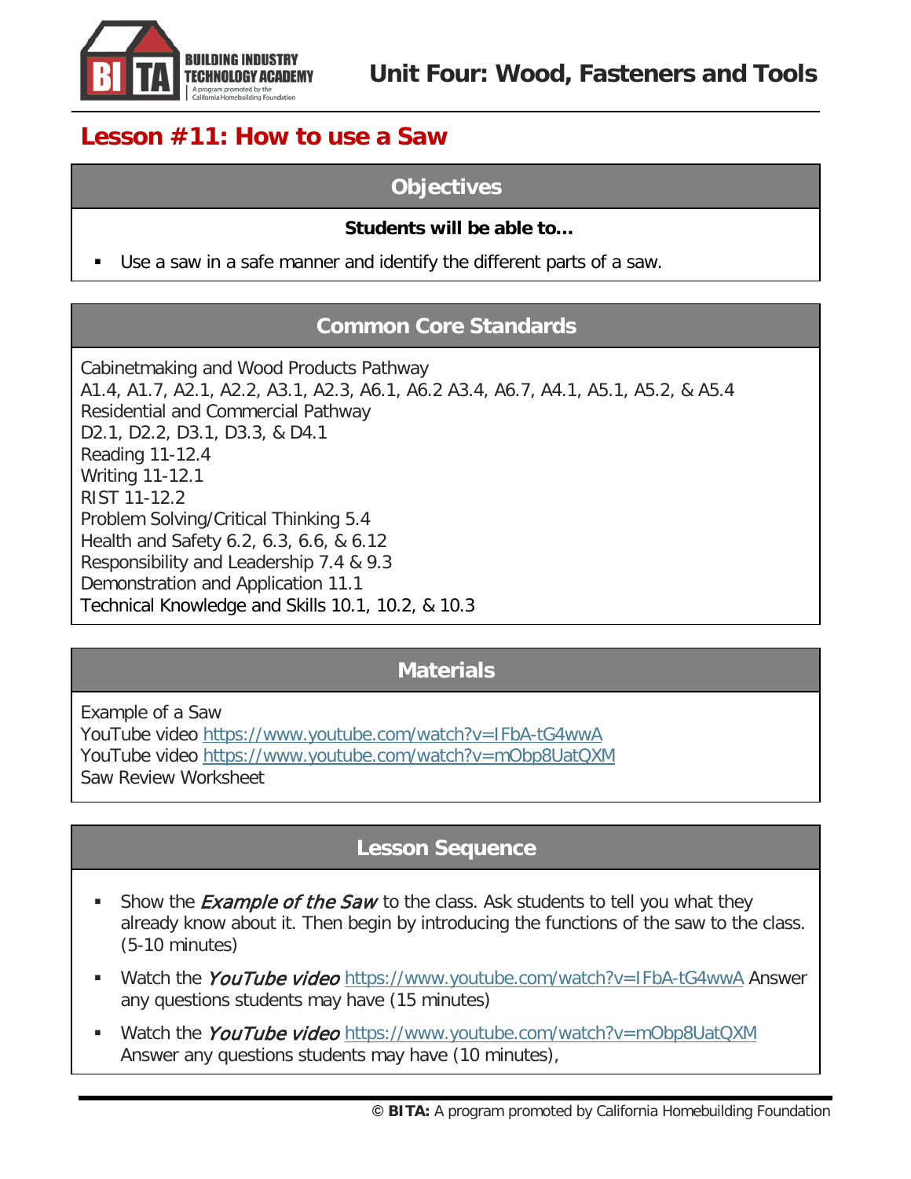# Unit Four: Wood, Fasteners and Tools

## Lesson #11: How to use a Saw

### Objectives

**Students will be able to…**

- Use a saw in a safe manner and identify the different parts of a saw.

### Common Core Standards

Cabinetmaking and Wood Products Pathway
A1.4, A1.7, A2.1, A2.2, A3.1, A2.3, A6.1, A6.2 A3.4, A6.7, A4.1, A5.1, A5.2, & A5.4
Residential and Commercial Pathway
D2.1, D2.2, D3.1, D3.3, & D4.1
Reading 11-12.4
Writing 11-12.1
RIST 11-12.2
Problem Solving/Critical Thinking 5.4
Health and Safety 6.2, 6.3, 6.6, & 6.12
Responsibility and Leadership 7.4 & 9.3
Demonstration and Application 11.1
Technical Knowledge and Skills 10.1, 10.2, & 10.3

### Materials

Example of a Saw
YouTube video https://www.youtube.com/watch?v=IFbA-tG4wwA
YouTube video https://www.youtube.com/watch?v=mObp8UatQXM
Saw Review Worksheet

### Lesson Sequence

- Show the *Example of the Saw* to the class. Ask students to tell you what they already know about it. Then begin by introducing the functions of the saw to the class. (5-10 minutes)
- Watch the *YouTube video* https://www.youtube.com/watch?v=IFbA-tG4wwA Answer any questions students may have (15 minutes)
- Watch the *YouTube video* https://www.youtube.com/watch?v=mObp8UatQXM Answer any questions students may have (10 minutes),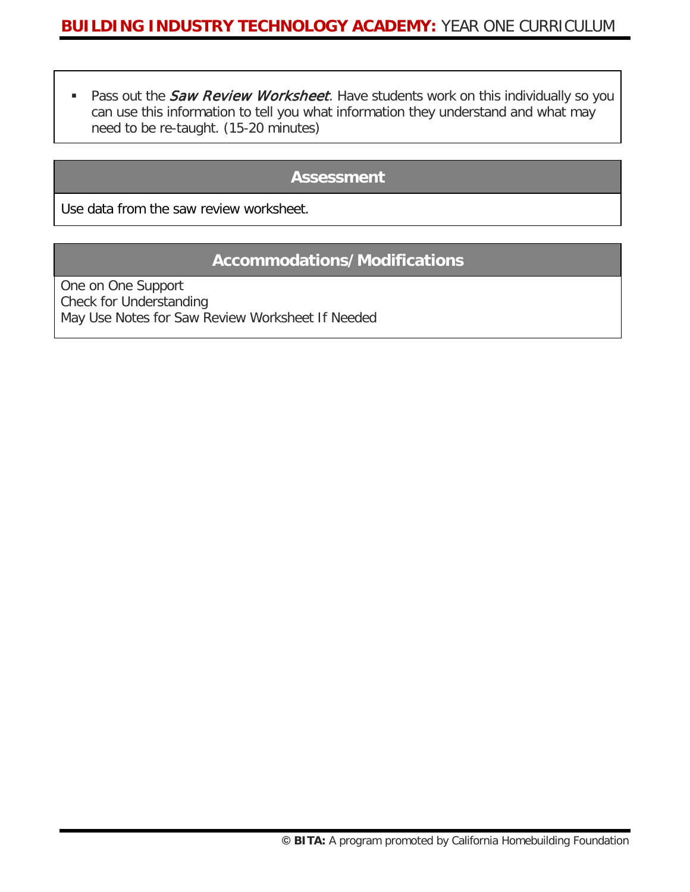- Pass out the *Saw Review Worksheet*. Have students work on this individually so you can use this information to tell you what information they understand and what may need to be re-taught. (15-20 minutes)

## Assessment

Use data from the saw review worksheet.

## Accommodations/Modifications

One on One Support
Check for Understanding
May Use Notes for Saw Review Worksheet If Needed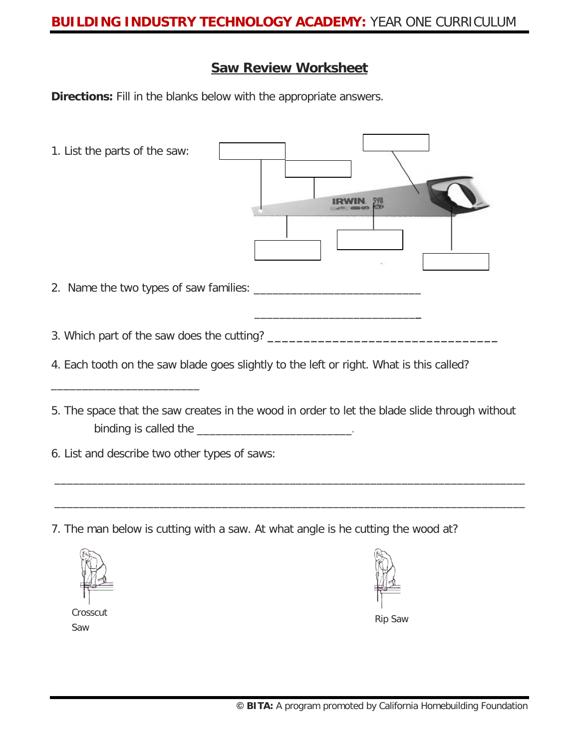## Saw Review Worksheet

**Directions:** Fill in the blanks below with the appropriate answers.

1. List the parts of the saw:

2. Name the two types of saw families: ___________________________

   ___________________________

3. Which part of the saw does the cutting? ________________________________

4. Each tooth on the saw blade goes slightly to the left or right. What is this called?

________________________

5. The space that the saw creates in the wood in order to let the blade slide through without binding is called the _________________________.

6. List and describe two other types of saws:

_____________________________________________________________________________

_____________________________________________________________________________

7. The man below is cutting with a saw. At what angle is he cutting the wood at?

Crosscut Saw

Rip Saw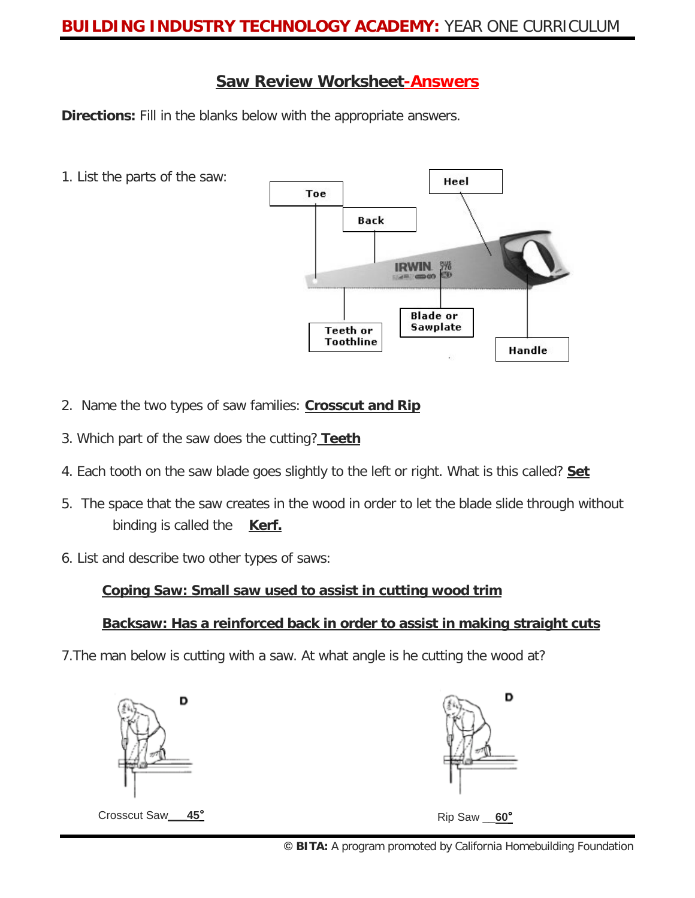## Saw Review Worksheet-Answers

**Directions:** Fill in the blanks below with the appropriate answers.

1. List the parts of the saw:

Toe

Heel

Back

Teeth or Toothline

Blade or Sawplate

Handle

2. Name the two types of saw families: **Crosscut and Rip**

3. Which part of the saw does the cutting? **Teeth**

4. Each tooth on the saw blade goes slightly to the left or right. What is this called? **Set**

5. The space that the saw creates in the wood in order to let the blade slide through without binding is called the **Kerf.**

6. List and describe two other types of saws:

**Coping Saw: Small saw used to assist in cutting wood trim**

**Backsaw: Has a reinforced back in order to assist in making straight cuts**

7. The man below is cutting with a saw. At what angle is he cutting the wood at?

D

Crosscut Saw **45°**

D

Rip Saw **60°**

© **BITA:** A program promoted by California Homebuilding Foundation